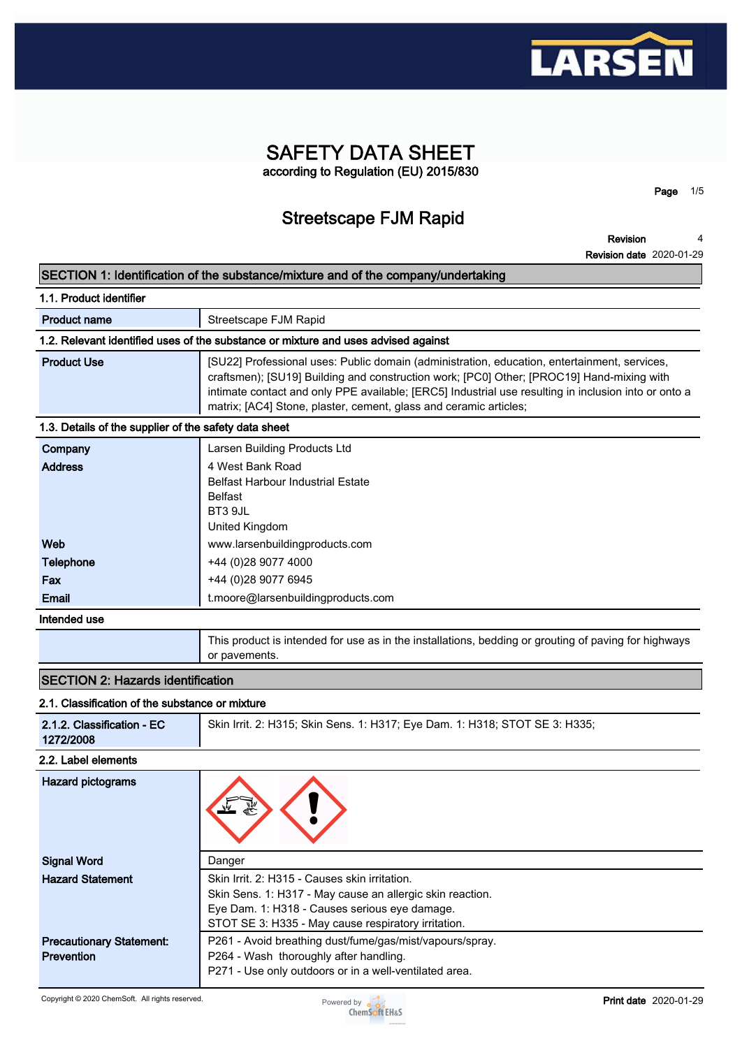# SAFETY DATA SHEET

according to Regulation (EU) 2015/830

# Streetscape FJM Rapid

**Revision** 4
**Revision date** 2020-01-29

## SECTION 1: Identification of the substance/mixture and of the company/undertaking

### 1.1. Product identifier

| | |
|---|---|
| **Product name** | Streetscape FJM Rapid |

### 1.2. Relevant identified uses of the substance or mixture and uses advised against

| | |
|---|---|
| **Product Use** | [SU22] Professional uses: Public domain (administration, education, entertainment, services, craftsmen); [SU19] Building and construction work; [PC0] Other; [PROC19] Hand-mixing with intimate contact and only PPE available; [ERC5] Industrial use resulting in inclusion into or onto a matrix; [AC4] Stone, plaster, cement, glass and ceramic articles; |

### 1.3. Details of the supplier of the safety data sheet

| | |
|---|---|
| **Company** | Larsen Building Products Ltd |
| **Address** | 4 West Bank Road<br>Belfast Harbour Industrial Estate<br>Belfast<br>BT3 9JL<br>United Kingdom |
| **Web** | www.larsenbuildingproducts.com |
| **Telephone** | +44 (0)28 9077 4000 |
| **Fax** | +44 (0)28 9077 6945 |
| **Email** | t.moore@larsenbuildingproducts.com |

### Intended use

| | |
|---|---|
| | This product is intended for use as in the installations, bedding or grouting of paving for highways or pavements. |

## SECTION 2: Hazards identification

### 2.1. Classification of the substance or mixture

| | |
|---|---|
| **2.1.2. Classification - EC 1272/2008** | Skin Irrit. 2: H315; Skin Sens. 1: H317; Eye Dam. 1: H318; STOT SE 3: H335; |

### 2.2. Label elements

| | |
|---|---|
| **Hazard pictograms** | |
| **Signal Word** | Danger |
| **Hazard Statement** | Skin Irrit. 2: H315 - Causes skin irritation.<br>Skin Sens. 1: H317 - May cause an allergic skin reaction.<br>Eye Dam. 1: H318 - Causes serious eye damage.<br>STOT SE 3: H335 - May cause respiratory irritation. |
| **Precautionary Statement: Prevention** | P261 - Avoid breathing dust/fume/gas/mist/vapours/spray.<br>P264 - Wash thoroughly after handling.<br>P271 - Use only outdoors or in a well-ventilated area. |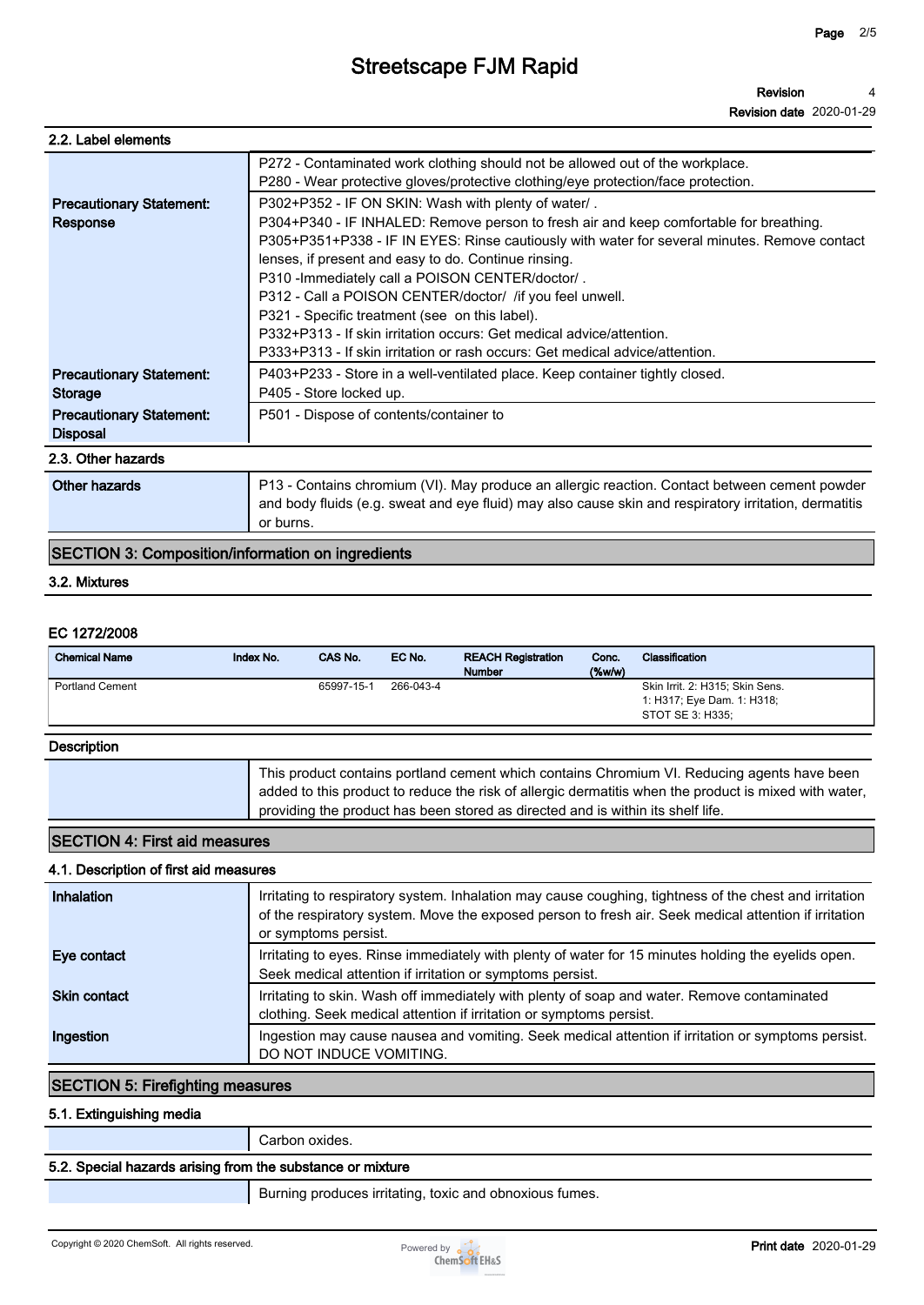### 2.2. Label elements

| | |
|---|---|
| | P272 - Contaminated work clothing should not be allowed out of the workplace.<br>P280 - Wear protective gloves/protective clothing/eye protection/face protection. |
| **Precautionary Statement: Response** | P302+P352 - IF ON SKIN: Wash with plenty of water/ .<br>P304+P340 - IF INHALED: Remove person to fresh air and keep comfortable for breathing.<br>P305+P351+P338 - IF IN EYES: Rinse cautiously with water for several minutes. Remove contact lenses, if present and easy to do. Continue rinsing.<br>P310 -Immediately call a POISON CENTER/doctor/ .<br>P312 - Call a POISON CENTER/doctor/ /if you feel unwell.<br>P321 - Specific treatment (see on this label).<br>P332+P313 - If skin irritation occurs: Get medical advice/attention.<br>P333+P313 - If skin irritation or rash occurs: Get medical advice/attention. |
| **Precautionary Statement: Storage** | P403+P233 - Store in a well-ventilated place. Keep container tightly closed.<br>P405 - Store locked up. |
| **Precautionary Statement: Disposal** | P501 - Dispose of contents/container to |

### 2.3. Other hazards

| | |
|---|---|
| **Other hazards** | P13 - Contains chromium (VI). May produce an allergic reaction. Contact between cement powder and body fluids (e.g. sweat and eye fluid) may also cause skin and respiratory irritation, dermatitis or burns. |

## SECTION 3: Composition/information on ingredients

### 3.2. Mixtures

#### EC 1272/2008

| Chemical Name | Index No. | CAS No. | EC No. | REACH Registration Number | Conc. (%w/w) | Classification |
|---|---|---|---|---|---|---|
| Portland Cement | | 65997-15-1 | 266-043-4 | | | Skin Irrit. 2: H315; Skin Sens. 1: H317; Eye Dam. 1: H318; STOT SE 3: H335; |

#### Description

This product contains portland cement which contains Chromium VI. Reducing agents have been added to this product to reduce the risk of allergic dermatitis when the product is mixed with water, providing the product has been stored as directed and is within its shelf life.

## SECTION 4: First aid measures

### 4.1. Description of first aid measures

| | |
|---|---|
| **Inhalation** | Irritating to respiratory system. Inhalation may cause coughing, tightness of the chest and irritation of the respiratory system. Move the exposed person to fresh air. Seek medical attention if irritation or symptoms persist. |
| **Eye contact** | Irritating to eyes. Rinse immediately with plenty of water for 15 minutes holding the eyelids open. Seek medical attention if irritation or symptoms persist. |
| **Skin contact** | Irritating to skin. Wash off immediately with plenty of soap and water. Remove contaminated clothing. Seek medical attention if irritation or symptoms persist. |
| **Ingestion** | Ingestion may cause nausea and vomiting. Seek medical attention if irritation or symptoms persist. DO NOT INDUCE VOMITING. |

## SECTION 5: Firefighting measures

### 5.1. Extinguishing media

Carbon oxides.

### 5.2. Special hazards arising from the substance or mixture

Burning produces irritating, toxic and obnoxious fumes.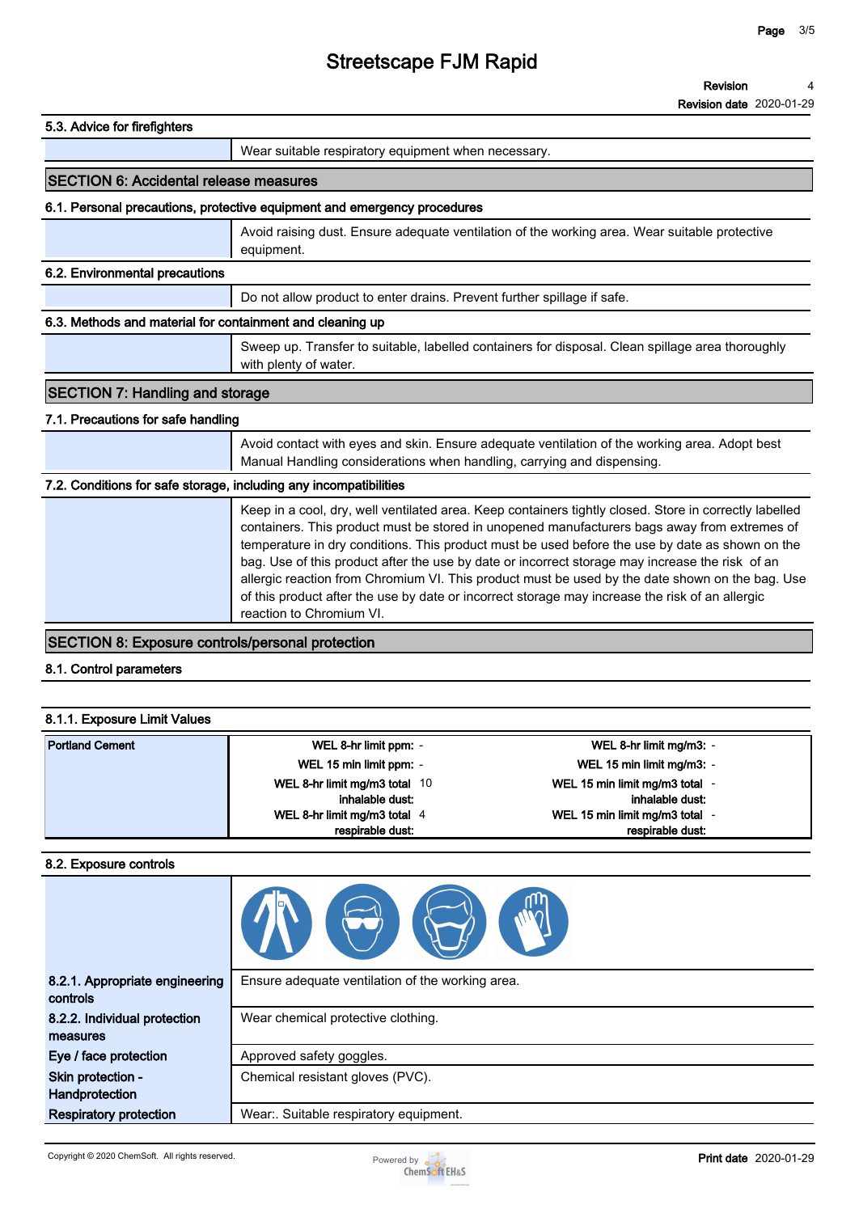### 5.3. Advice for firefighters

Wear suitable respiratory equipment when necessary.

## SECTION 6: Accidental release measures

### 6.1. Personal precautions, protective equipment and emergency procedures

Avoid raising dust. Ensure adequate ventilation of the working area. Wear suitable protective equipment.

### 6.2. Environmental precautions

Do not allow product to enter drains. Prevent further spillage if safe.

### 6.3. Methods and material for containment and cleaning up

Sweep up. Transfer to suitable, labelled containers for disposal. Clean spillage area thoroughly with plenty of water.

## SECTION 7: Handling and storage

### 7.1. Precautions for safe handling

Avoid contact with eyes and skin. Ensure adequate ventilation of the working area. Adopt best Manual Handling considerations when handling, carrying and dispensing.

### 7.2. Conditions for safe storage, including any incompatibilities

Keep in a cool, dry, well ventilated area. Keep containers tightly closed. Store in correctly labelled containers. This product must be stored in unopened manufacturers bags away from extremes of temperature in dry conditions. This product must be used before the use by date as shown on the bag. Use of this product after the use by date or incorrect storage may increase the risk of an allergic reaction from Chromium VI. This product must be used by the date shown on the bag. Use of this product after the use by date or incorrect storage may increase the risk of an allergic reaction to Chromium VI.

## SECTION 8: Exposure controls/personal protection

### 8.1. Control parameters

#### 8.1.1. Exposure Limit Values

| | | | | |
|---|---|---|---|---|
| **Portland Cement** | **WEL 8-hr limit ppm:** | - | **WEL 8-hr limit mg/m3:** | - |
| | **WEL 15 min limit ppm:** | - | **WEL 15 min limit mg/m3:** | - |
| | **WEL 8-hr limit mg/m3 total inhalable dust:** | 10 | **WEL 15 min limit mg/m3 total inhalable dust:** | - |
| | **WEL 8-hr limit mg/m3 total respirable dust:** | 4 | **WEL 15 min limit mg/m3 total respirable dust:** | - |

### 8.2. Exposure controls

| | |
|---|---|
| **8.2.1. Appropriate engineering controls** | Ensure adequate ventilation of the working area. |
| **8.2.2. Individual protection measures** | Wear chemical protective clothing. |
| **Eye / face protection** | Approved safety goggles. |
| **Skin protection - Handprotection** | Chemical resistant gloves (PVC). |
| **Respiratory protection** | Wear:. Suitable respiratory equipment. |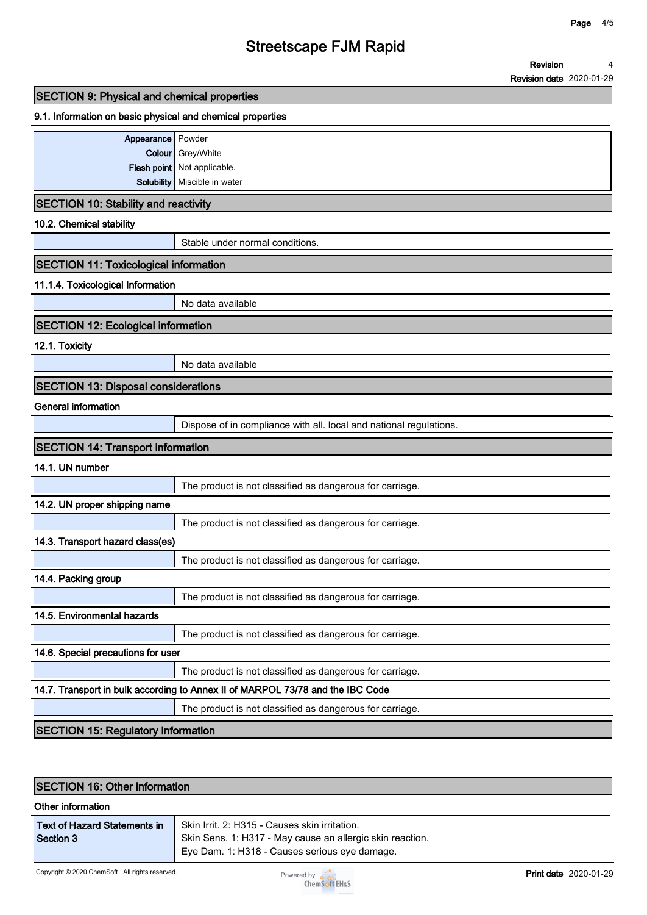## SECTION 9: Physical and chemical properties

### 9.1. Information on basic physical and chemical properties

| | |
|---|---|
| **Appearance** | Powder |
| **Colour** | Grey/White |
| **Flash point** | Not applicable. |
| **Solubility** | Miscible in water |

## SECTION 10: Stability and reactivity

### 10.2. Chemical stability

Stable under normal conditions.

## SECTION 11: Toxicological information

### 11.1.4. Toxicological Information

No data available

## SECTION 12: Ecological information

### 12.1. Toxicity

No data available

## SECTION 13: Disposal considerations

### General information

Dispose of in compliance with all. local and national regulations.

## SECTION 14: Transport information

### 14.1. UN number

The product is not classified as dangerous for carriage.

### 14.2. UN proper shipping name

The product is not classified as dangerous for carriage.

### 14.3. Transport hazard class(es)

The product is not classified as dangerous for carriage.

### 14.4. Packing group

The product is not classified as dangerous for carriage.

### 14.5. Environmental hazards

The product is not classified as dangerous for carriage.

### 14.6. Special precautions for user

The product is not classified as dangerous for carriage.

### 14.7. Transport in bulk according to Annex II of MARPOL 73/78 and the IBC Code

The product is not classified as dangerous for carriage.

## SECTION 15: Regulatory information

## SECTION 16: Other information

### Other information

| | |
|---|---|
| **Text of Hazard Statements in Section 3** | Skin Irrit. 2: H315 - Causes skin irritation.<br>Skin Sens. 1: H317 - May cause an allergic skin reaction.<br>Eye Dam. 1: H318 - Causes serious eye damage. |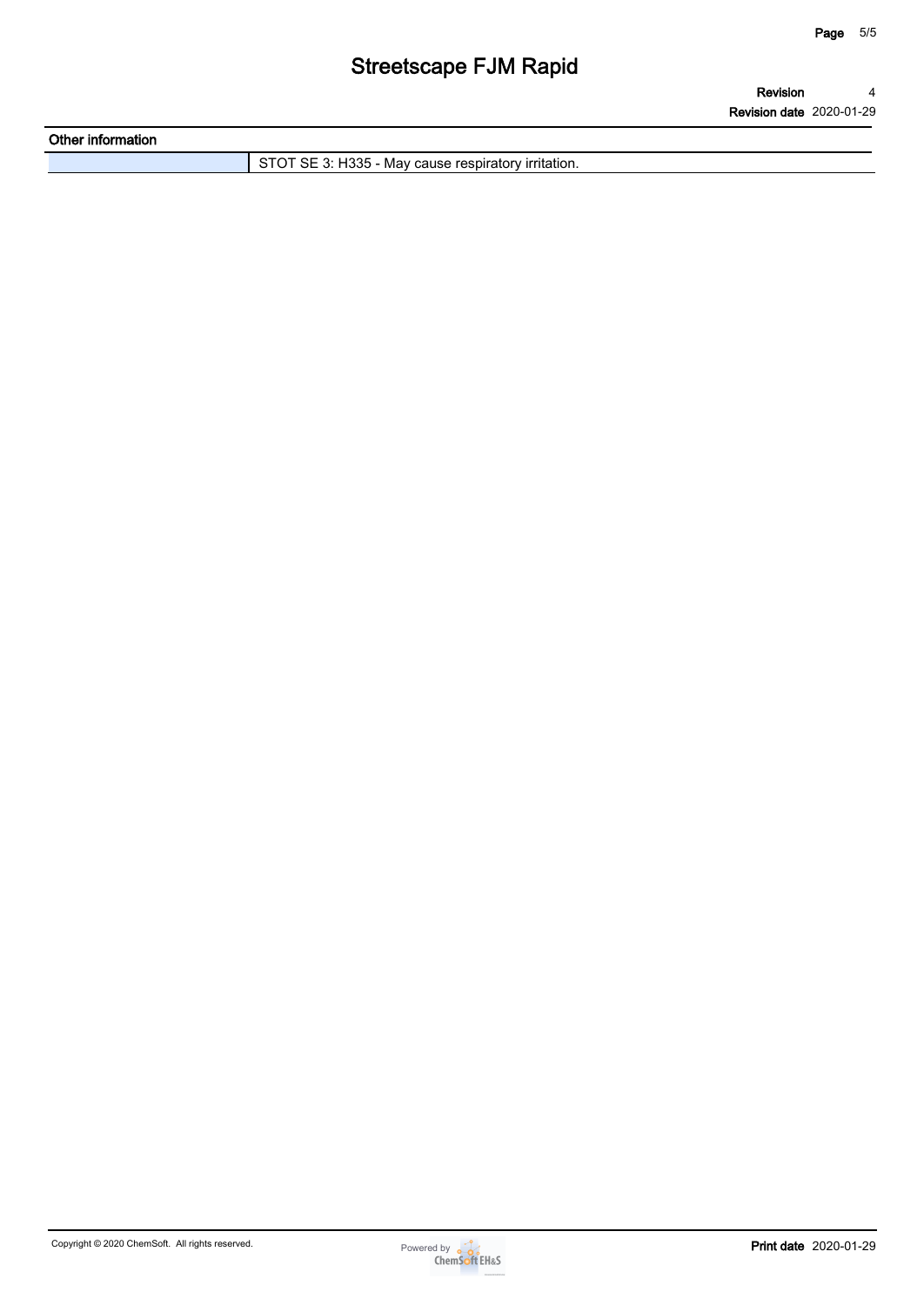## Other information

| | |
|---|---|
| | STOT SE 3: H335 - May cause respiratory irritation. |